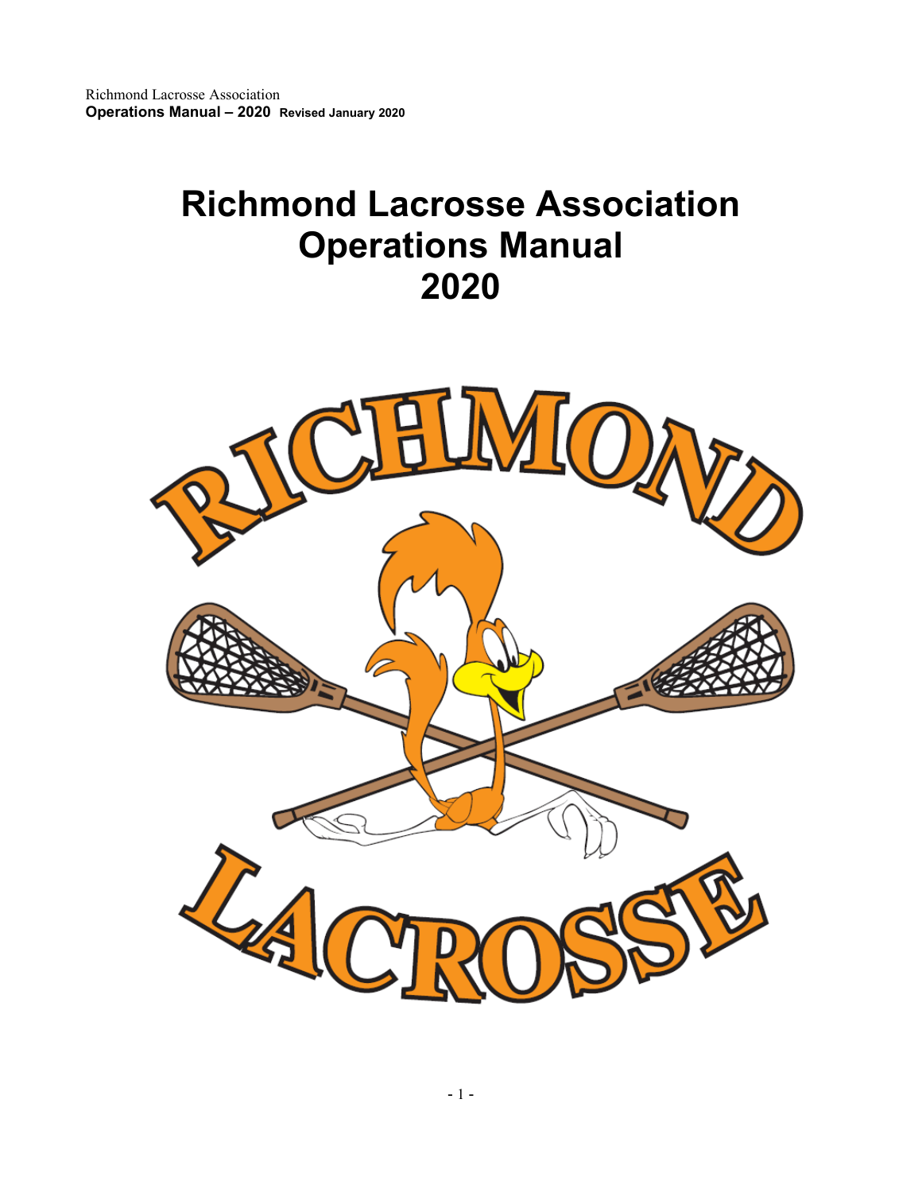# Richmond Lacrosse Association Operations Manual 2020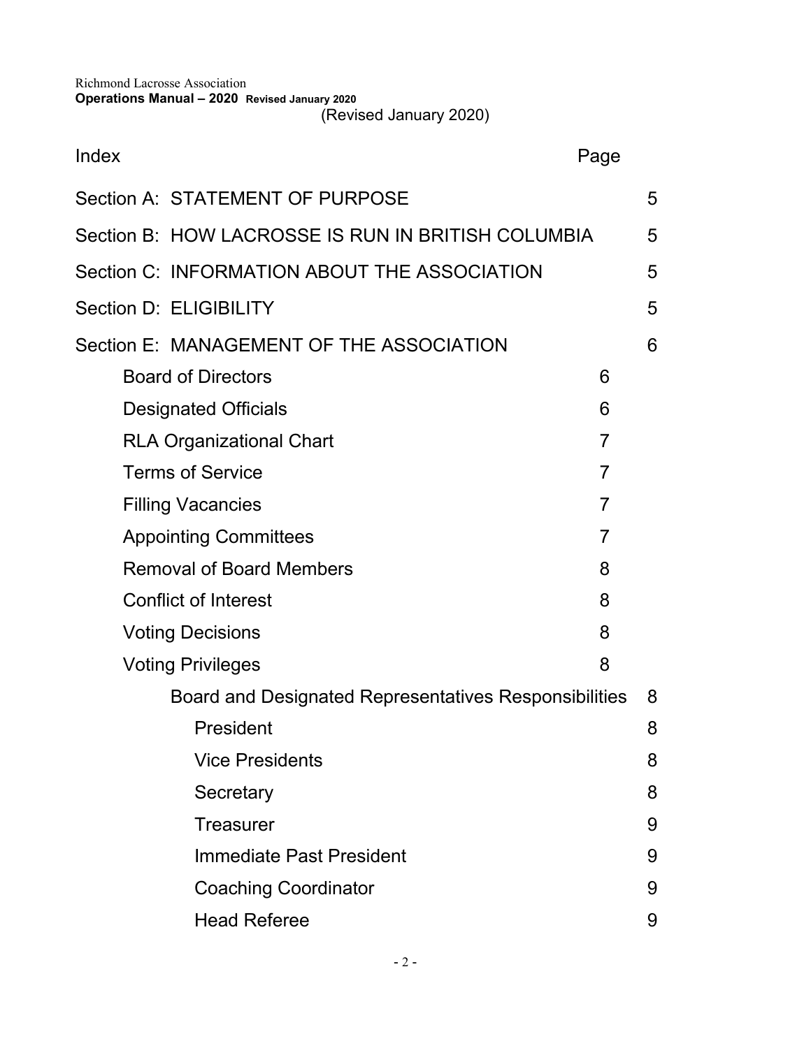Richmond Lacrosse Association
**Operations Manual – 2020 Revised January 2020**
(Revised January 2020)

| Index | Page |
| --- | --- |
| Section A: STATEMENT OF PURPOSE | 5 |
| Section B: HOW LACROSSE IS RUN IN BRITISH COLUMBIA | 5 |
| Section C: INFORMATION ABOUT THE ASSOCIATION | 5 |
| Section D: ELIGIBILITY | 5 |
| Section E: MANAGEMENT OF THE ASSOCIATION | 6 |
| Board of Directors | 6 |
| Designated Officials | 6 |
| RLA Organizational Chart | 7 |
| Terms of Service | 7 |
| Filling Vacancies | 7 |
| Appointing Committees | 7 |
| Removal of Board Members | 8 |
| Conflict of Interest | 8 |
| Voting Decisions | 8 |
| Voting Privileges | 8 |
| Board and Designated Representatives Responsibilities | 8 |
| President | 8 |
| Vice Presidents | 8 |
| Secretary | 8 |
| Treasurer | 9 |
| Immediate Past President | 9 |
| Coaching Coordinator | 9 |
| Head Referee | 9 |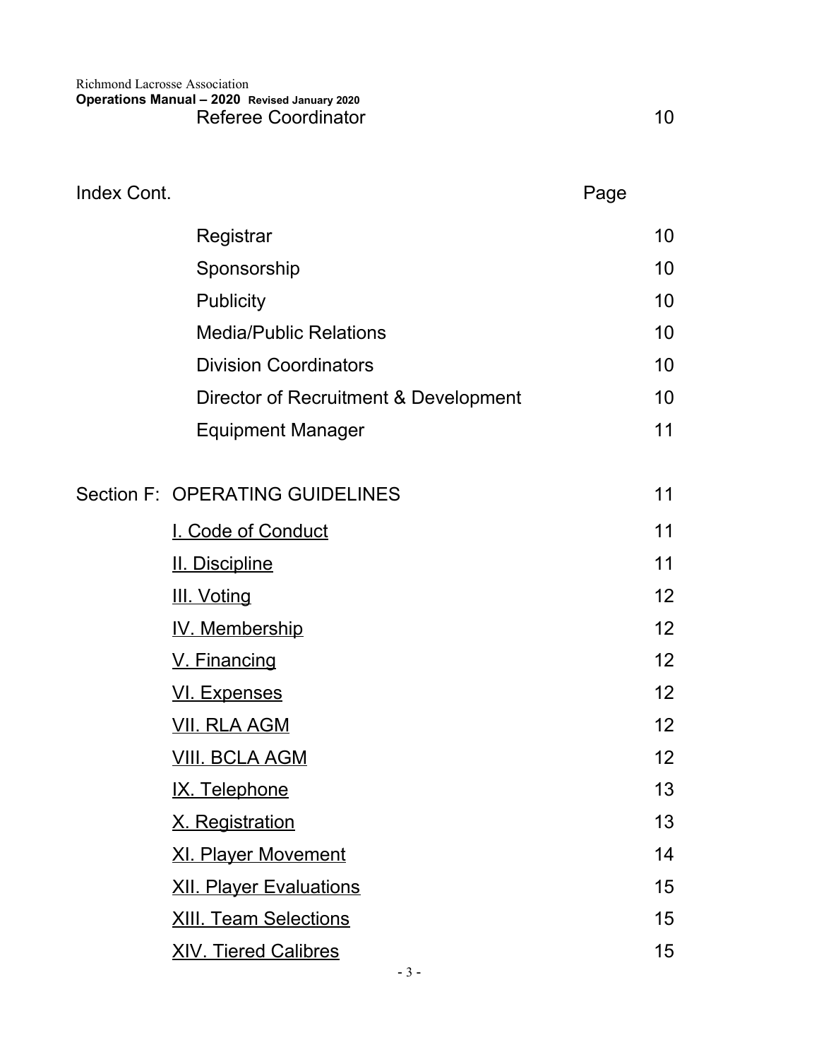| | | Page |
|---|---|---|
| | Referee Coordinator | 10 |
| Index Cont. | | Page |
| | Registrar | 10 |
| | Sponsorship | 10 |
| | Publicity | 10 |
| | Media/Public Relations | 10 |
| | Division Coordinators | 10 |
| | Director of Recruitment & Development | 10 |
| | Equipment Manager | 11 |
| Section F: | OPERATING GUIDELINES | 11 |
| | I. Code of Conduct | 11 |
| | II. Discipline | 11 |
| | III. Voting | 12 |
| | IV. Membership | 12 |
| | V. Financing | 12 |
| | VI. Expenses | 12 |
| | VII. RLA AGM | 12 |
| | VIII. BCLA AGM | 12 |
| | IX. Telephone | 13 |
| | X. Registration | 13 |
| | XI. Player Movement | 14 |
| | XII. Player Evaluations | 15 |
| | XIII. Team Selections | 15 |
| | XIV. Tiered Calibres | 15 |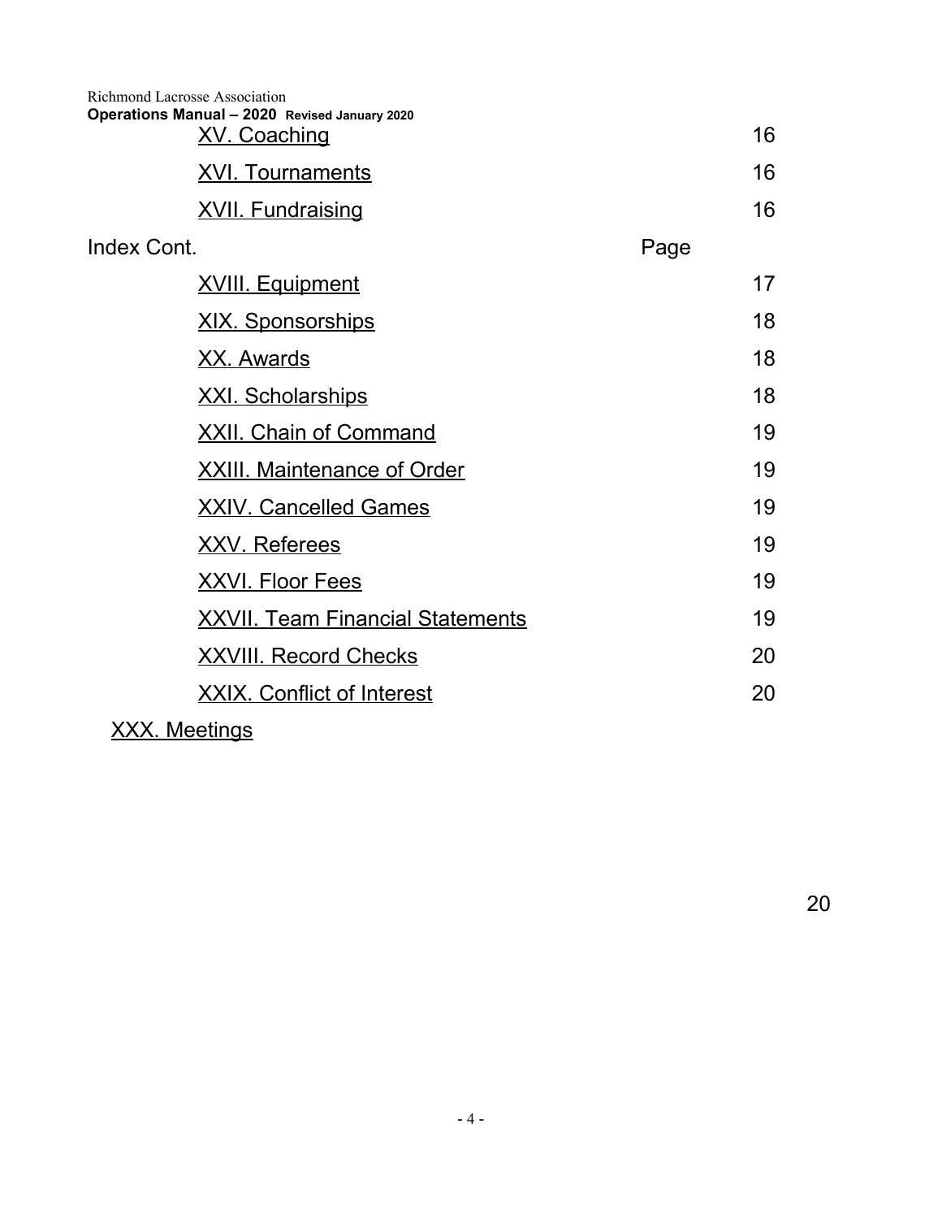| | |
|---|---|
| XV. Coaching | 16 |
| XVI. Tournaments | 16 |
| XVII. Fundraising | 16 |

| Index Cont. | Page |
|---|---|
| XVIII. Equipment | 17 |
| XIX. Sponsorships | 18 |
| XX. Awards | 18 |
| XXI. Scholarships | 18 |
| XXII. Chain of Command | 19 |
| XXIII. Maintenance of Order | 19 |
| XXIV. Cancelled Games | 19 |
| XXV. Referees | 19 |
| XXVI. Floor Fees | 19 |
| XXVII. Team Financial Statements | 19 |
| XXVIII. Record Checks | 20 |
| XXIX. Conflict of Interest | 20 |
| XXX. Meetings | 20 |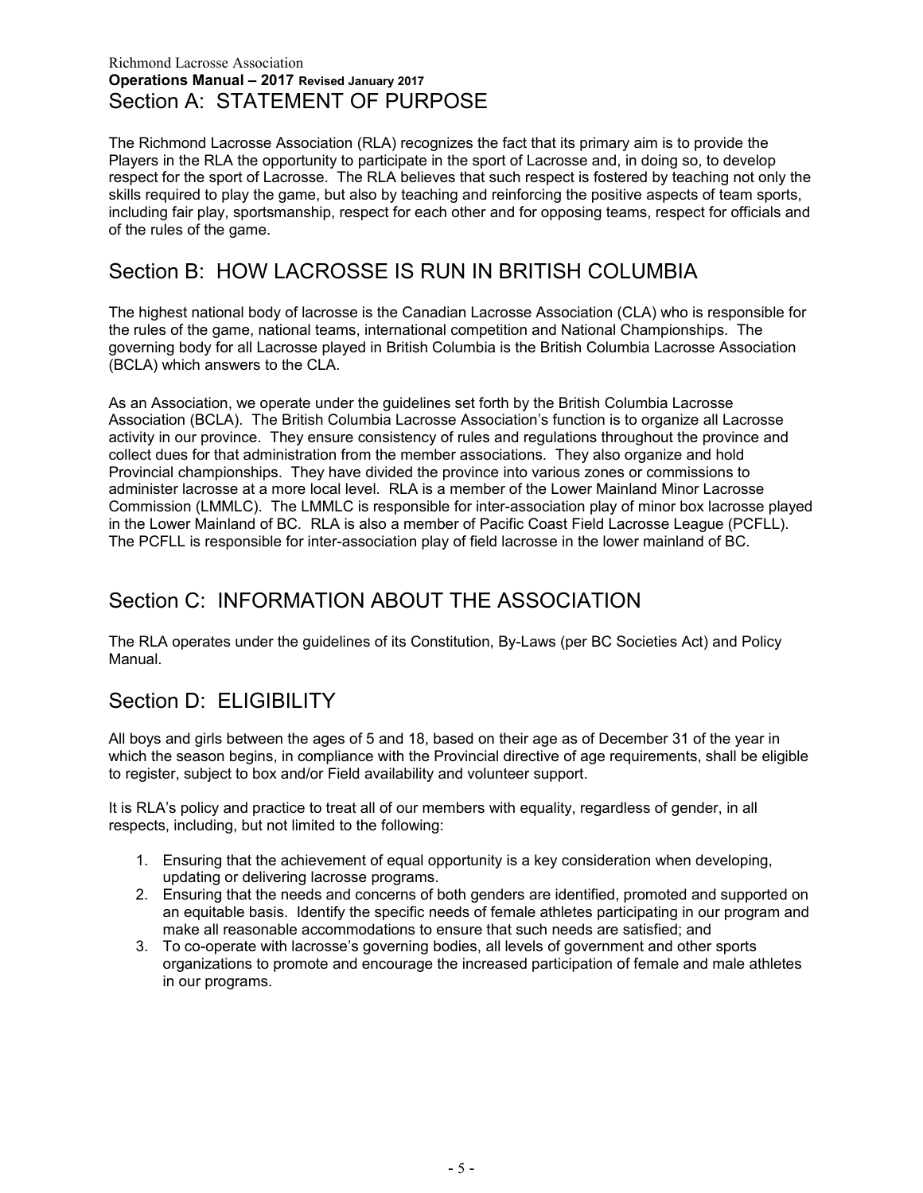## Section A: STATEMENT OF PURPOSE

The Richmond Lacrosse Association (RLA) recognizes the fact that its primary aim is to provide the Players in the RLA the opportunity to participate in the sport of Lacrosse and, in doing so, to develop respect for the sport of Lacrosse. The RLA believes that such respect is fostered by teaching not only the skills required to play the game, but also by teaching and reinforcing the positive aspects of team sports, including fair play, sportsmanship, respect for each other and for opposing teams, respect for officials and of the rules of the game.

## Section B: HOW LACROSSE IS RUN IN BRITISH COLUMBIA

The highest national body of lacrosse is the Canadian Lacrosse Association (CLA) who is responsible for the rules of the game, national teams, international competition and National Championships. The governing body for all Lacrosse played in British Columbia is the British Columbia Lacrosse Association (BCLA) which answers to the CLA.

As an Association, we operate under the guidelines set forth by the British Columbia Lacrosse Association (BCLA). The British Columbia Lacrosse Association's function is to organize all Lacrosse activity in our province. They ensure consistency of rules and regulations throughout the province and collect dues for that administration from the member associations. They also organize and hold Provincial championships. They have divided the province into various zones or commissions to administer lacrosse at a more local level. RLA is a member of the Lower Mainland Minor Lacrosse Commission (LMMLC). The LMMLC is responsible for inter-association play of minor box lacrosse played in the Lower Mainland of BC. RLA is also a member of Pacific Coast Field Lacrosse League (PCFLL). The PCFLL is responsible for inter-association play of field lacrosse in the lower mainland of BC.

## Section C: INFORMATION ABOUT THE ASSOCIATION

The RLA operates under the guidelines of its Constitution, By-Laws (per BC Societies Act) and Policy Manual.

## Section D: ELIGIBILITY

All boys and girls between the ages of 5 and 18, based on their age as of December 31 of the year in which the season begins, in compliance with the Provincial directive of age requirements, shall be eligible to register, subject to box and/or Field availability and volunteer support.

It is RLA's policy and practice to treat all of our members with equality, regardless of gender, in all respects, including, but not limited to the following:

1. Ensuring that the achievement of equal opportunity is a key consideration when developing, updating or delivering lacrosse programs.
2. Ensuring that the needs and concerns of both genders are identified, promoted and supported on an equitable basis. Identify the specific needs of female athletes participating in our program and make all reasonable accommodations to ensure that such needs are satisfied; and
3. To co-operate with lacrosse's governing bodies, all levels of government and other sports organizations to promote and encourage the increased participation of female and male athletes in our programs.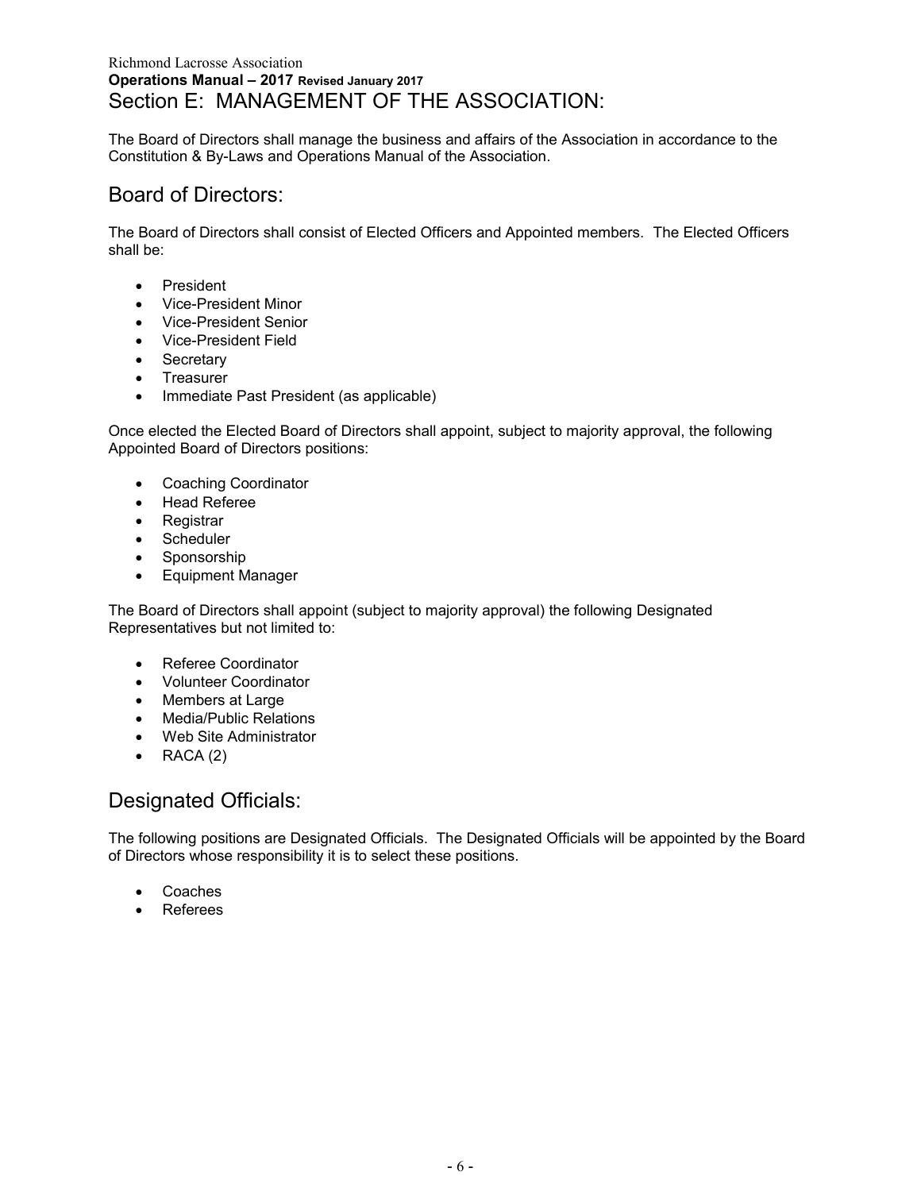# Section E: MANAGEMENT OF THE ASSOCIATION:

The Board of Directors shall manage the business and affairs of the Association in accordance to the Constitution & By-Laws and Operations Manual of the Association.

## Board of Directors:

The Board of Directors shall consist of Elected Officers and Appointed members. The Elected Officers shall be:

- President
- Vice-President Minor
- Vice-President Senior
- Vice-President Field
- Secretary
- Treasurer
- Immediate Past President (as applicable)

Once elected the Elected Board of Directors shall appoint, subject to majority approval, the following Appointed Board of Directors positions:

- Coaching Coordinator
- Head Referee
- Registrar
- Scheduler
- Sponsorship
- Equipment Manager

The Board of Directors shall appoint (subject to majority approval) the following Designated Representatives but not limited to:

- Referee Coordinator
- Volunteer Coordinator
- Members at Large
- Media/Public Relations
- Web Site Administrator
- RACA (2)

## Designated Officials:

The following positions are Designated Officials. The Designated Officials will be appointed by the Board of Directors whose responsibility it is to select these positions.

- Coaches
- Referees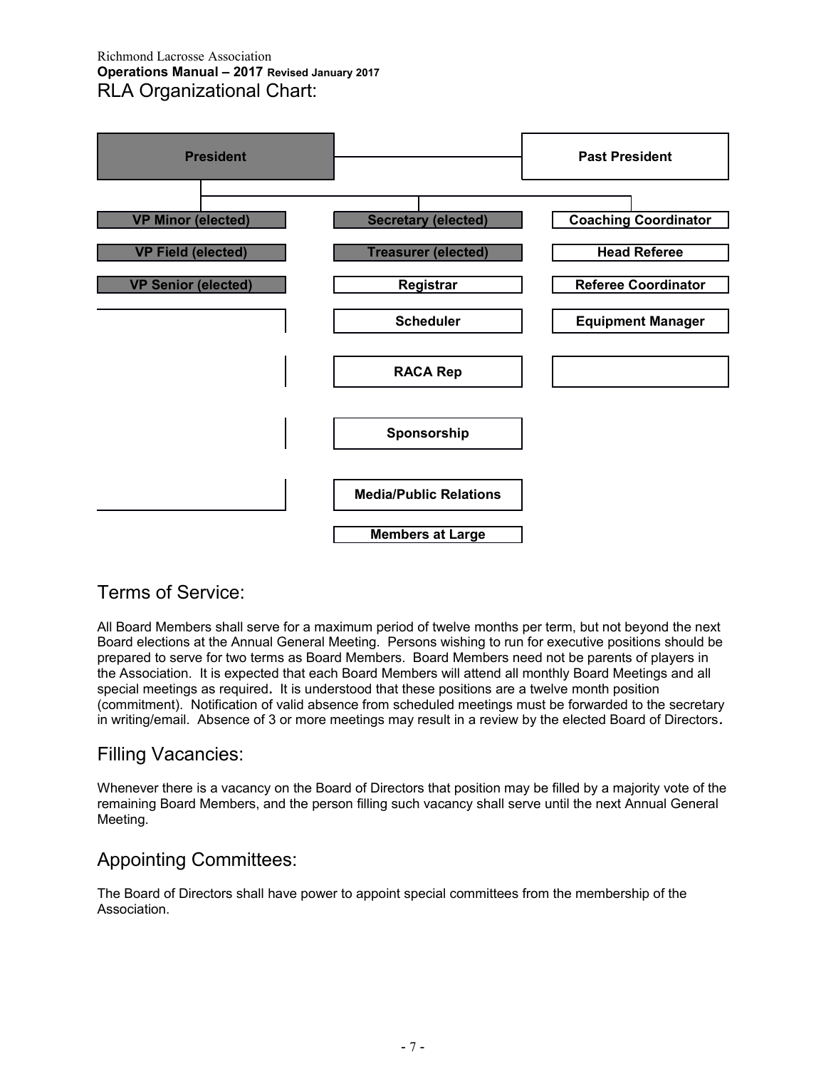## RLA Organizational Chart:

- **President** — **Past President**
  - VP Minor (elected)
  - VP Field (elected)
  - VP Senior (elected)
  - Secretary (elected)
  - Treasurer (elected)
  - Registrar
  - Scheduler
  - RACA Rep
  - Sponsorship
  - Media/Public Relations
  - Members at Large
  - Coaching Coordinator
  - Head Referee
  - Referee Coordinator
  - Equipment Manager

## Terms of Service:

All Board Members shall serve for a maximum period of twelve months per term, but not beyond the next Board elections at the Annual General Meeting. Persons wishing to run for executive positions should be prepared to serve for two terms as Board Members. Board Members need not be parents of players in the Association. It is expected that each Board Members will attend all monthly Board Meetings and all special meetings as required**.** It is understood that these positions are a twelve month position (commitment). Notification of valid absence from scheduled meetings must be forwarded to the secretary in writing/email. Absence of 3 or more meetings may result in a review by the elected Board of Directors**.**

## Filling Vacancies:

Whenever there is a vacancy on the Board of Directors that position may be filled by a majority vote of the remaining Board Members, and the person filling such vacancy shall serve until the next Annual General Meeting.

## Appointing Committees:

The Board of Directors shall have power to appoint special committees from the membership of the Association.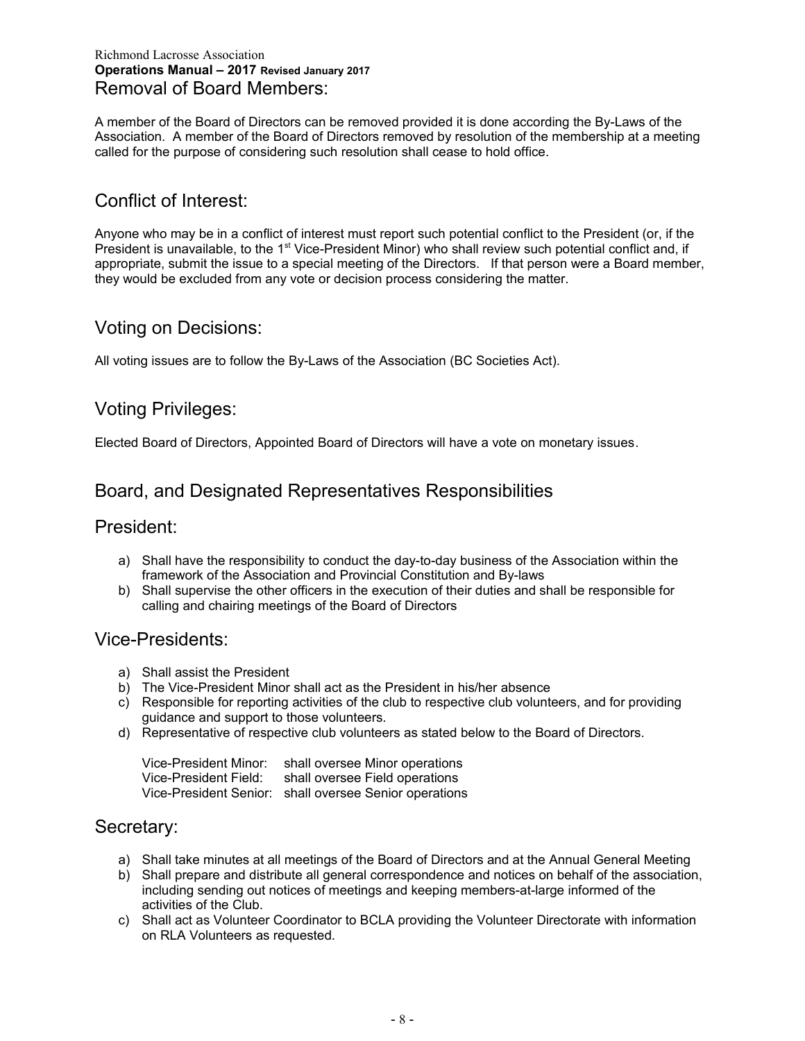## Removal of Board Members:

A member of the Board of Directors can be removed provided it is done according the By-Laws of the Association. A member of the Board of Directors removed by resolution of the membership at a meeting called for the purpose of considering such resolution shall cease to hold office.

## Conflict of Interest:

Anyone who may be in a conflict of interest must report such potential conflict to the President (or, if the President is unavailable, to the 1st Vice-President Minor) who shall review such potential conflict and, if appropriate, submit the issue to a special meeting of the Directors. If that person were a Board member, they would be excluded from any vote or decision process considering the matter.

## Voting on Decisions:

All voting issues are to follow the By-Laws of the Association (BC Societies Act).

## Voting Privileges:

Elected Board of Directors, Appointed Board of Directors will have a vote on monetary issues.

## Board, and Designated Representatives Responsibilities

## President:

a) Shall have the responsibility to conduct the day-to-day business of the Association within the framework of the Association and Provincial Constitution and By-laws
b) Shall supervise the other officers in the execution of their duties and shall be responsible for calling and chairing meetings of the Board of Directors

## Vice-Presidents:

a) Shall assist the President
b) The Vice-President Minor shall act as the President in his/her absence
c) Responsible for reporting activities of the club to respective club volunteers, and for providing guidance and support to those volunteers.
d) Representative of respective club volunteers as stated below to the Board of Directors.

Vice-President Minor: shall oversee Minor operations
Vice-President Field: shall oversee Field operations
Vice-President Senior: shall oversee Senior operations

## Secretary:

a) Shall take minutes at all meetings of the Board of Directors and at the Annual General Meeting
b) Shall prepare and distribute all general correspondence and notices on behalf of the association, including sending out notices of meetings and keeping members-at-large informed of the activities of the Club.
c) Shall act as Volunteer Coordinator to BCLA providing the Volunteer Directorate with information on RLA Volunteers as requested.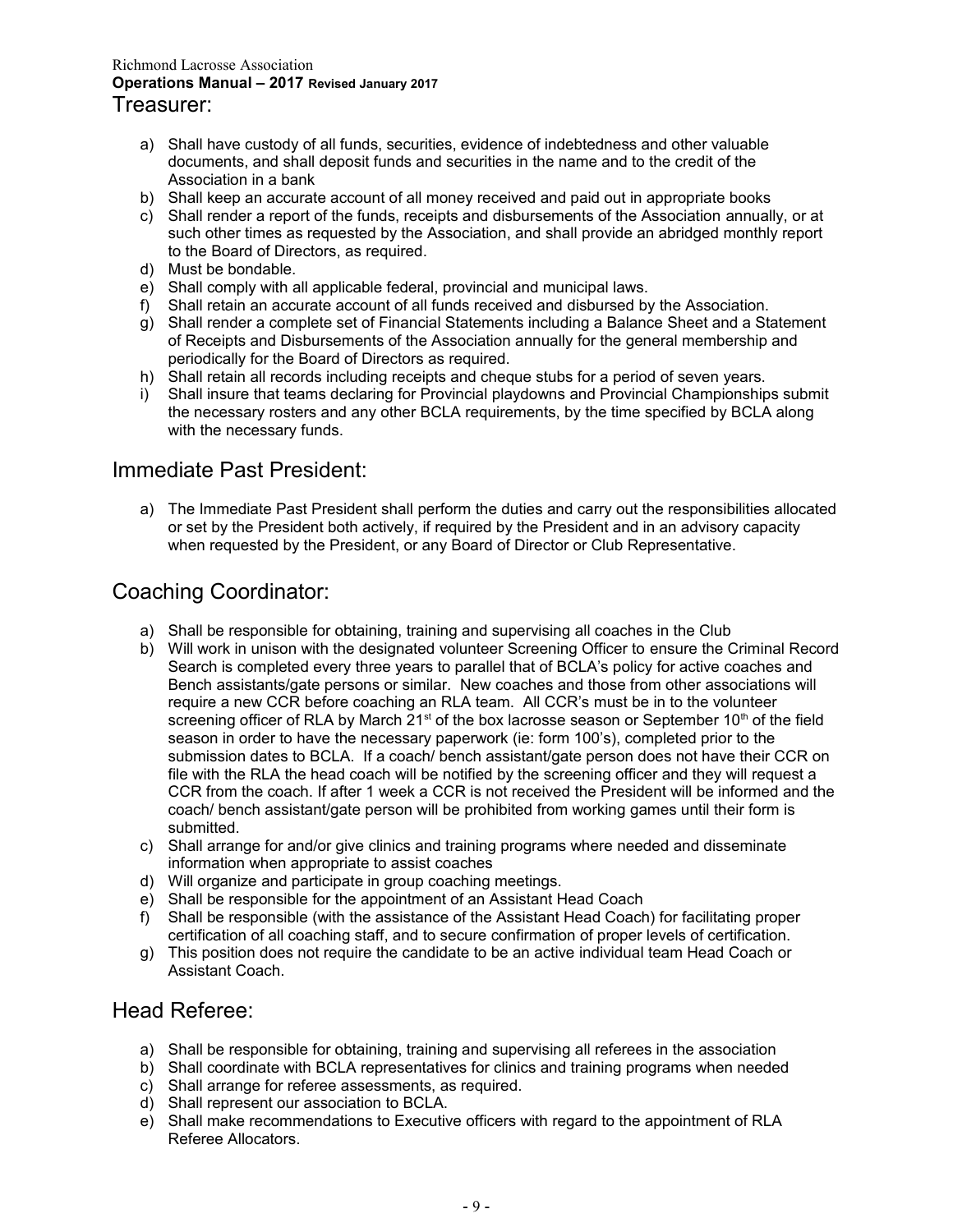## Treasurer:

a) Shall have custody of all funds, securities, evidence of indebtedness and other valuable documents, and shall deposit funds and securities in the name and to the credit of the Association in a bank
b) Shall keep an accurate account of all money received and paid out in appropriate books
c) Shall render a report of the funds, receipts and disbursements of the Association annually, or at such other times as requested by the Association, and shall provide an abridged monthly report to the Board of Directors, as required.
d) Must be bondable.
e) Shall comply with all applicable federal, provincial and municipal laws.
f) Shall retain an accurate account of all funds received and disbursed by the Association.
g) Shall render a complete set of Financial Statements including a Balance Sheet and a Statement of Receipts and Disbursements of the Association annually for the general membership and periodically for the Board of Directors as required.
h) Shall retain all records including receipts and cheque stubs for a period of seven years.
i) Shall insure that teams declaring for Provincial playdowns and Provincial Championships submit the necessary rosters and any other BCLA requirements, by the time specified by BCLA along with the necessary funds.

## Immediate Past President:

a) The Immediate Past President shall perform the duties and carry out the responsibilities allocated or set by the President both actively, if required by the President and in an advisory capacity when requested by the President, or any Board of Director or Club Representative.

## Coaching Coordinator:

a) Shall be responsible for obtaining, training and supervising all coaches in the Club
b) Will work in unison with the designated volunteer Screening Officer to ensure the Criminal Record Search is completed every three years to parallel that of BCLA's policy for active coaches and Bench assistants/gate persons or similar. New coaches and those from other associations will require a new CCR before coaching an RLA team. All CCR's must be in to the volunteer screening officer of RLA by March 21st of the box lacrosse season or September 10th of the field season in order to have the necessary paperwork (ie: form 100's), completed prior to the submission dates to BCLA. If a coach/ bench assistant/gate person does not have their CCR on file with the RLA the head coach will be notified by the screening officer and they will request a CCR from the coach. If after 1 week a CCR is not received the President will be informed and the coach/ bench assistant/gate person will be prohibited from working games until their form is submitted.
c) Shall arrange for and/or give clinics and training programs where needed and disseminate information when appropriate to assist coaches
d) Will organize and participate in group coaching meetings.
e) Shall be responsible for the appointment of an Assistant Head Coach
f) Shall be responsible (with the assistance of the Assistant Head Coach) for facilitating proper certification of all coaching staff, and to secure confirmation of proper levels of certification.
g) This position does not require the candidate to be an active individual team Head Coach or Assistant Coach.

## Head Referee:

a) Shall be responsible for obtaining, training and supervising all referees in the association
b) Shall coordinate with BCLA representatives for clinics and training programs when needed
c) Shall arrange for referee assessments, as required.
d) Shall represent our association to BCLA.
e) Shall make recommendations to Executive officers with regard to the appointment of RLA Referee Allocators.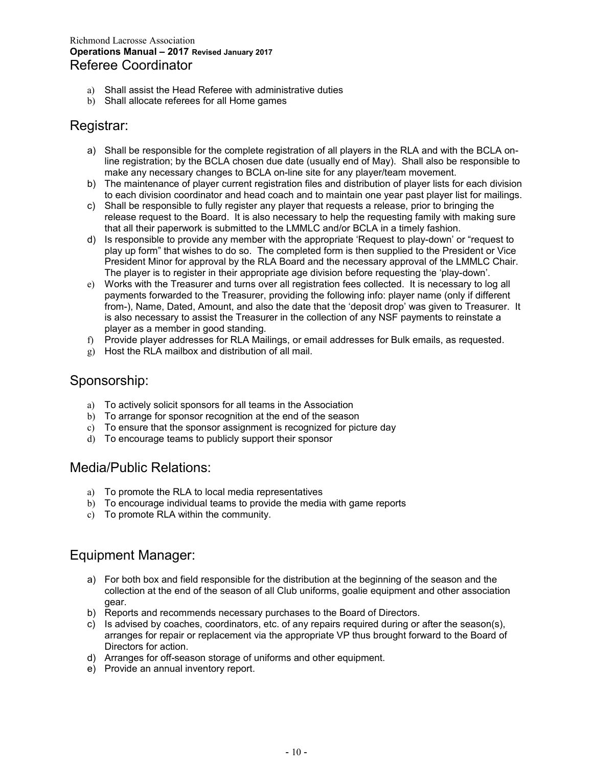## Referee Coordinator

a) Shall assist the Head Referee with administrative duties
b) Shall allocate referees for all Home games

## Registrar:

a) Shall be responsible for the complete registration of all players in the RLA and with the BCLA on-line registration; by the BCLA chosen due date (usually end of May). Shall also be responsible to make any necessary changes to BCLA on-line site for any player/team movement.
b) The maintenance of player current registration files and distribution of player lists for each division to each division coordinator and head coach and to maintain one year past player list for mailings.
c) Shall be responsible to fully register any player that requests a release, prior to bringing the release request to the Board. It is also necessary to help the requesting family with making sure that all their paperwork is submitted to the LMMLC and/or BCLA in a timely fashion.
d) Is responsible to provide any member with the appropriate 'Request to play-down' or "request to play up form" that wishes to do so. The completed form is then supplied to the President or Vice President Minor for approval by the RLA Board and the necessary approval of the LMMLC Chair. The player is to register in their appropriate age division before requesting the 'play-down'.
e) Works with the Treasurer and turns over all registration fees collected. It is necessary to log all payments forwarded to the Treasurer, providing the following info: player name (only if different from-), Name, Dated, Amount, and also the date that the 'deposit drop' was given to Treasurer. It is also necessary to assist the Treasurer in the collection of any NSF payments to reinstate a player as a member in good standing.
f) Provide player addresses for RLA Mailings, or email addresses for Bulk emails, as requested.
g) Host the RLA mailbox and distribution of all mail.

## Sponsorship:

a) To actively solicit sponsors for all teams in the Association
b) To arrange for sponsor recognition at the end of the season
c) To ensure that the sponsor assignment is recognized for picture day
d) To encourage teams to publicly support their sponsor

## Media/Public Relations:

a) To promote the RLA to local media representatives
b) To encourage individual teams to provide the media with game reports
c) To promote RLA within the community.

## Equipment Manager:

a) For both box and field responsible for the distribution at the beginning of the season and the collection at the end of the season of all Club uniforms, goalie equipment and other association gear.
b) Reports and recommends necessary purchases to the Board of Directors.
c) Is advised by coaches, coordinators, etc. of any repairs required during or after the season(s), arranges for repair or replacement via the appropriate VP thus brought forward to the Board of Directors for action.
d) Arranges for off-season storage of uniforms and other equipment.
e) Provide an annual inventory report.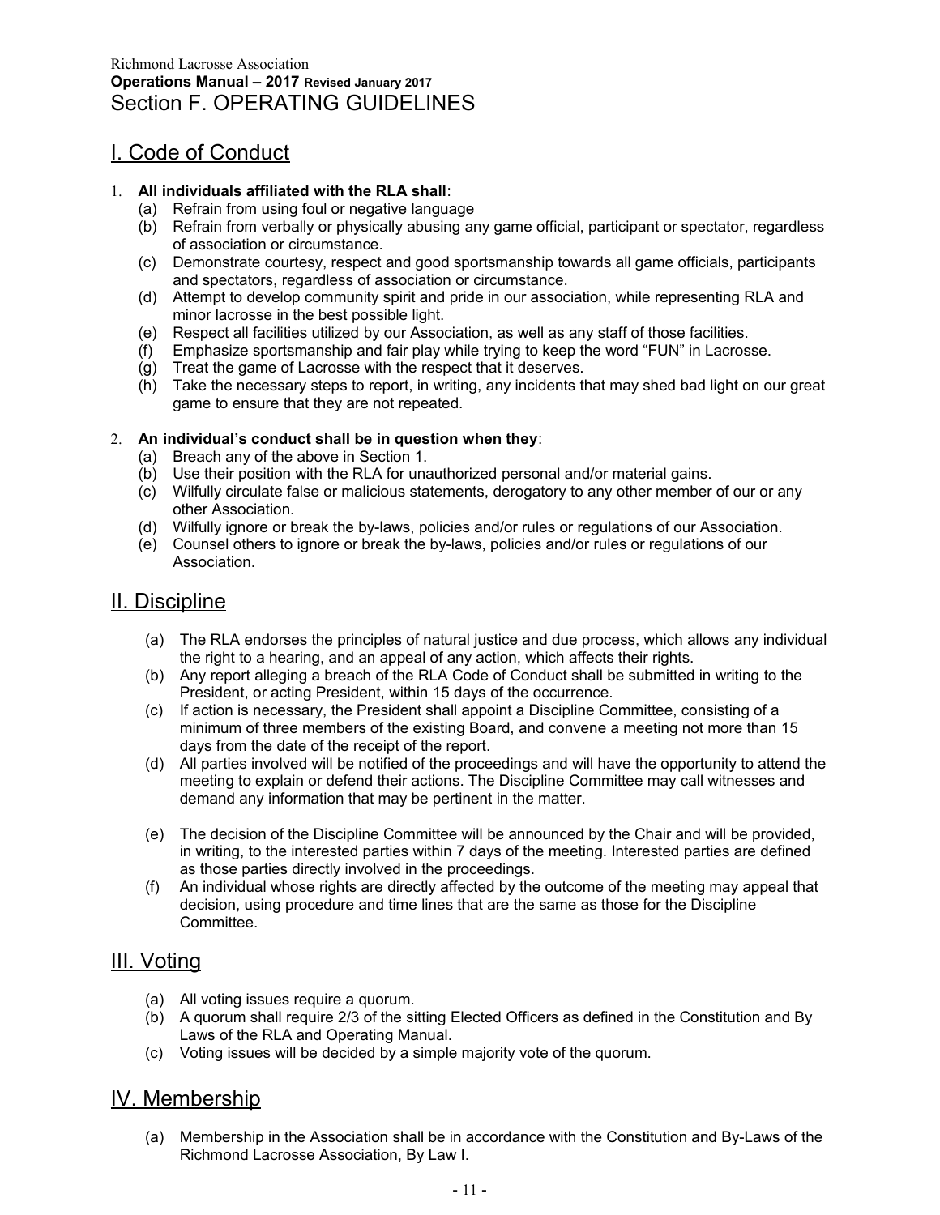# Section F. OPERATING GUIDELINES

## I. Code of Conduct

1. **All individuals affiliated with the RLA shall**:
   - (a) Refrain from using foul or negative language
   - (b) Refrain from verbally or physically abusing any game official, participant or spectator, regardless of association or circumstance.
   - (c) Demonstrate courtesy, respect and good sportsmanship towards all game officials, participants and spectators, regardless of association or circumstance.
   - (d) Attempt to develop community spirit and pride in our association, while representing RLA and minor lacrosse in the best possible light.
   - (e) Respect all facilities utilized by our Association, as well as any staff of those facilities.
   - (f) Emphasize sportsmanship and fair play while trying to keep the word "FUN" in Lacrosse.
   - (g) Treat the game of Lacrosse with the respect that it deserves.
   - (h) Take the necessary steps to report, in writing, any incidents that may shed bad light on our great game to ensure that they are not repeated.

2. **An individual's conduct shall be in question when they**:
   - (a) Breach any of the above in Section 1.
   - (b) Use their position with the RLA for unauthorized personal and/or material gains.
   - (c) Wilfully circulate false or malicious statements, derogatory to any other member of our or any other Association.
   - (d) Wilfully ignore or break the by-laws, policies and/or rules or regulations of our Association.
   - (e) Counsel others to ignore or break the by-laws, policies and/or rules or regulations of our Association.

## II. Discipline

- (a) The RLA endorses the principles of natural justice and due process, which allows any individual the right to a hearing, and an appeal of any action, which affects their rights.
- (b) Any report alleging a breach of the RLA Code of Conduct shall be submitted in writing to the President, or acting President, within 15 days of the occurrence.
- (c) If action is necessary, the President shall appoint a Discipline Committee, consisting of a minimum of three members of the existing Board, and convene a meeting not more than 15 days from the date of the receipt of the report.
- (d) All parties involved will be notified of the proceedings and will have the opportunity to attend the meeting to explain or defend their actions. The Discipline Committee may call witnesses and demand any information that may be pertinent in the matter.
- (e) The decision of the Discipline Committee will be announced by the Chair and will be provided, in writing, to the interested parties within 7 days of the meeting. Interested parties are defined as those parties directly involved in the proceedings.
- (f) An individual whose rights are directly affected by the outcome of the meeting may appeal that decision, using procedure and time lines that are the same as those for the Discipline Committee.

## III. Voting

- (a) All voting issues require a quorum.
- (b) A quorum shall require 2/3 of the sitting Elected Officers as defined in the Constitution and By Laws of the RLA and Operating Manual.
- (c) Voting issues will be decided by a simple majority vote of the quorum.

## IV. Membership

- (a) Membership in the Association shall be in accordance with the Constitution and By-Laws of the Richmond Lacrosse Association, By Law I.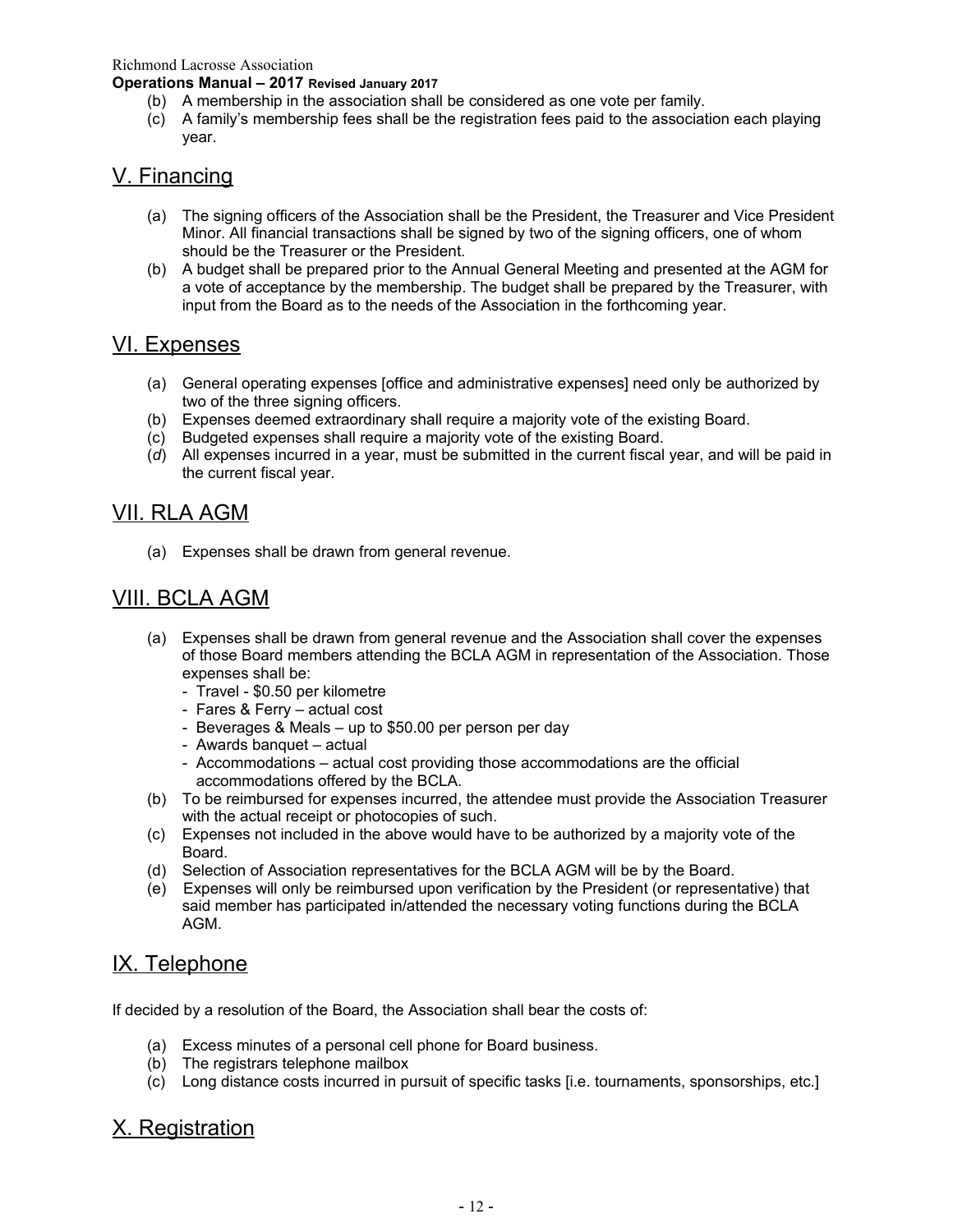(b) A membership in the association shall be considered as one vote per family.

(c) A family's membership fees shall be the registration fees paid to the association each playing year.

## V. Financing

(a) The signing officers of the Association shall be the President, the Treasurer and Vice President Minor. All financial transactions shall be signed by two of the signing officers, one of whom should be the Treasurer or the President.

(b) A budget shall be prepared prior to the Annual General Meeting and presented at the AGM for a vote of acceptance by the membership. The budget shall be prepared by the Treasurer, with input from the Board as to the needs of the Association in the forthcoming year.

## VI. Expenses

(a) General operating expenses [office and administrative expenses] need only be authorized by two of the three signing officers.

(b) Expenses deemed extraordinary shall require a majority vote of the existing Board.

(c) Budgeted expenses shall require a majority vote of the existing Board.

(*d*) All expenses incurred in a year, must be submitted in the current fiscal year, and will be paid in the current fiscal year.

## VII. RLA AGM

(a) Expenses shall be drawn from general revenue.

## VIII. BCLA AGM

(a) Expenses shall be drawn from general revenue and the Association shall cover the expenses of those Board members attending the BCLA AGM in representation of the Association. Those expenses shall be:
- Travel - $0.50 per kilometre
- Fares & Ferry – actual cost
- Beverages & Meals – up to $50.00 per person per day
- Awards banquet – actual
- Accommodations – actual cost providing those accommodations are the official accommodations offered by the BCLA.

(b) To be reimbursed for expenses incurred, the attendee must provide the Association Treasurer with the actual receipt or photocopies of such.

(c) Expenses not included in the above would have to be authorized by a majority vote of the Board.

(d) Selection of Association representatives for the BCLA AGM will be by the Board.

(e) Expenses will only be reimbursed upon verification by the President (or representative) that said member has participated in/attended the necessary voting functions during the BCLA AGM.

## IX. Telephone

If decided by a resolution of the Board, the Association shall bear the costs of:

(a) Excess minutes of a personal cell phone for Board business.

(b) The registrars telephone mailbox

(c) Long distance costs incurred in pursuit of specific tasks [i.e. tournaments, sponsorships, etc.]

## X. Registration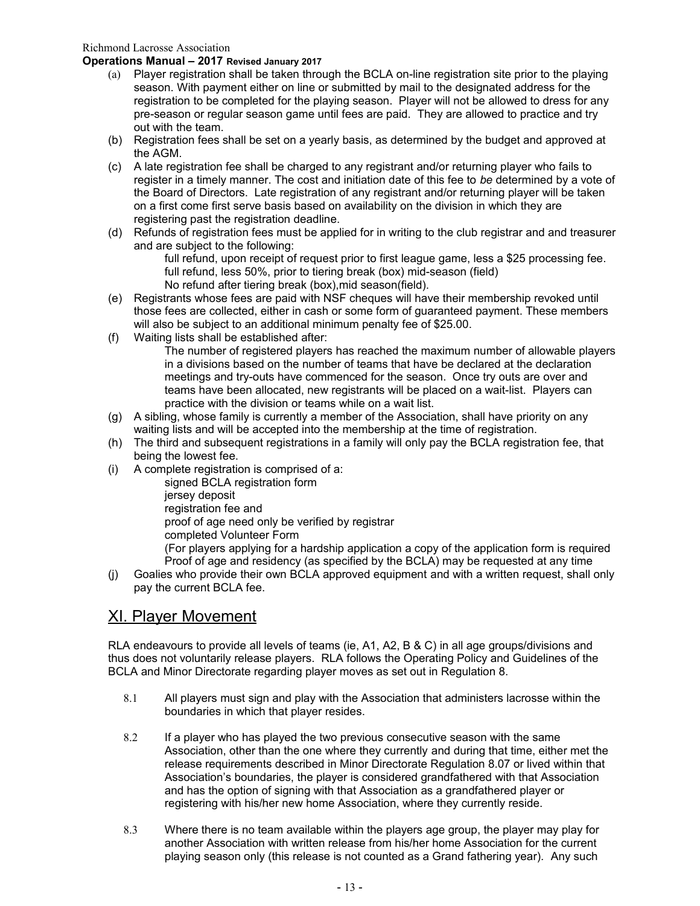(a) Player registration shall be taken through the BCLA on-line registration site prior to the playing season. With payment either on line or submitted by mail to the designated address for the registration to be completed for the playing season. Player will not be allowed to dress for any pre-season or regular season game until fees are paid. They are allowed to practice and try out with the team.

(b) Registration fees shall be set on a yearly basis, as determined by the budget and approved at the AGM.

(c) A late registration fee shall be charged to any registrant and/or returning player who fails to register in a timely manner. The cost and initiation date of this fee to *be* determined by a vote of the Board of Directors. Late registration of any registrant and/or returning player will be taken on a first come first serve basis based on availability on the division in which they are registering past the registration deadline.

(d) Refunds of registration fees must be applied for in writing to the club registrar and and treasurer and are subject to the following:

full refund, upon receipt of request prior to first league game, less a $25 processing fee.
full refund, less 50%, prior to tiering break (box) mid-season (field)
No refund after tiering break (box),mid season(field).

(e) Registrants whose fees are paid with NSF cheques will have their membership revoked until those fees are collected, either in cash or some form of guaranteed payment. These members will also be subject to an additional minimum penalty fee of $25.00.

(f) Waiting lists shall be established after:

The number of registered players has reached the maximum number of allowable players in a divisions based on the number of teams that have be declared at the declaration meetings and try-outs have commenced for the season. Once try outs are over and teams have been allocated, new registrants will be placed on a wait-list. Players can practice with the division or teams while on a wait list.

(g) A sibling, whose family is currently a member of the Association, shall have priority on any waiting lists and will be accepted into the membership at the time of registration.

(h) The third and subsequent registrations in a family will only pay the BCLA registration fee, that being the lowest fee.

(i) A complete registration is comprised of a:

signed BCLA registration form
jersey deposit
registration fee and
proof of age need only be verified by registrar
completed Volunteer Form
(For players applying for a hardship application a copy of the application form is required
Proof of age and residency (as specified by the BCLA) may be requested at any time

(j) Goalies who provide their own BCLA approved equipment and with a written request, shall only pay the current BCLA fee.

## XI. Player Movement

RLA endeavours to provide all levels of teams (ie, A1, A2, B & C) in all age groups/divisions and thus does not voluntarily release players. RLA follows the Operating Policy and Guidelines of the BCLA and Minor Directorate regarding player moves as set out in Regulation 8.

8.1 All players must sign and play with the Association that administers lacrosse within the boundaries in which that player resides.

8.2 If a player who has played the two previous consecutive season with the same Association, other than the one where they currently and during that time, either met the release requirements described in Minor Directorate Regulation 8.07 or lived within that Association's boundaries, the player is considered grandfathered with that Association and has the option of signing with that Association as a grandfathered player or registering with his/her new home Association, where they currently reside.

8.3 Where there is no team available within the players age group, the player may play for another Association with written release from his/her home Association for the current playing season only (this release is not counted as a Grand fathering year). Any such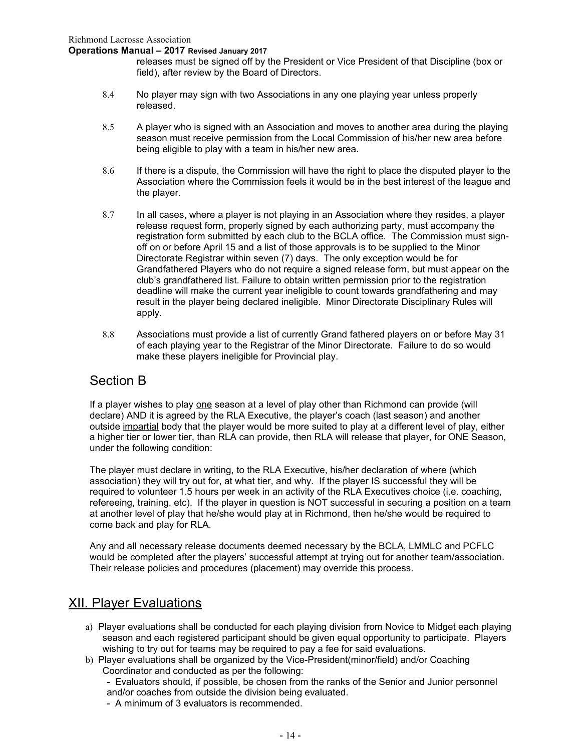releases must be signed off by the President or Vice President of that Discipline (box or field), after review by the Board of Directors.

8.4 No player may sign with two Associations in any one playing year unless properly released.

8.5 A player who is signed with an Association and moves to another area during the playing season must receive permission from the Local Commission of his/her new area before being eligible to play with a team in his/her new area.

8.6 If there is a dispute, the Commission will have the right to place the disputed player to the Association where the Commission feels it would be in the best interest of the league and the player.

8.7 In all cases, where a player is not playing in an Association where they resides, a player release request form, properly signed by each authorizing party, must accompany the registration form submitted by each club to the BCLA office. The Commission must sign-off on or before April 15 and a list of those approvals is to be supplied to the Minor Directorate Registrar within seven (7) days. The only exception would be for Grandfathered Players who do not require a signed release form, but must appear on the club's grandfathered list. Failure to obtain written permission prior to the registration deadline will make the current year ineligible to count towards grandfathering and may result in the player being declared ineligible. Minor Directorate Disciplinary Rules will apply.

8.8 Associations must provide a list of currently Grand fathered players on or before May 31 of each playing year to the Registrar of the Minor Directorate. Failure to do so would make these players ineligible for Provincial play.

## Section B

If a player wishes to play <u>one</u> season at a level of play other than Richmond can provide (will declare) AND it is agreed by the RLA Executive, the player's coach (last season) and another outside <u>impartial</u> body that the player would be more suited to play at a different level of play, either a higher tier or lower tier, than RLA can provide, then RLA will release that player, for ONE Season, under the following condition:

The player must declare in writing, to the RLA Executive, his/her declaration of where (which association) they will try out for, at what tier, and why. If the player IS successful they will be required to volunteer 1.5 hours per week in an activity of the RLA Executives choice (i.e. coaching, refereeing, training, etc). If the player in question is NOT successful in securing a position on a team at another level of play that he/she would play at in Richmond, then he/she would be required to come back and play for RLA.

Any and all necessary release documents deemed necessary by the BCLA, LMMLC and PCFLC would be completed after the players' successful attempt at trying out for another team/association. Their release policies and procedures (placement) may override this process.

## <u>XII. Player Evaluations</u>

a) Player evaluations shall be conducted for each playing division from Novice to Midget each playing season and each registered participant should be given equal opportunity to participate. Players wishing to try out for teams may be required to pay a fee for said evaluations.

b) Player evaluations shall be organized by the Vice-President(minor/field) and/or Coaching Coordinator and conducted as per the following:
   - Evaluators should, if possible, be chosen from the ranks of the Senior and Junior personnel and/or coaches from outside the division being evaluated.
   - A minimum of 3 evaluators is recommended.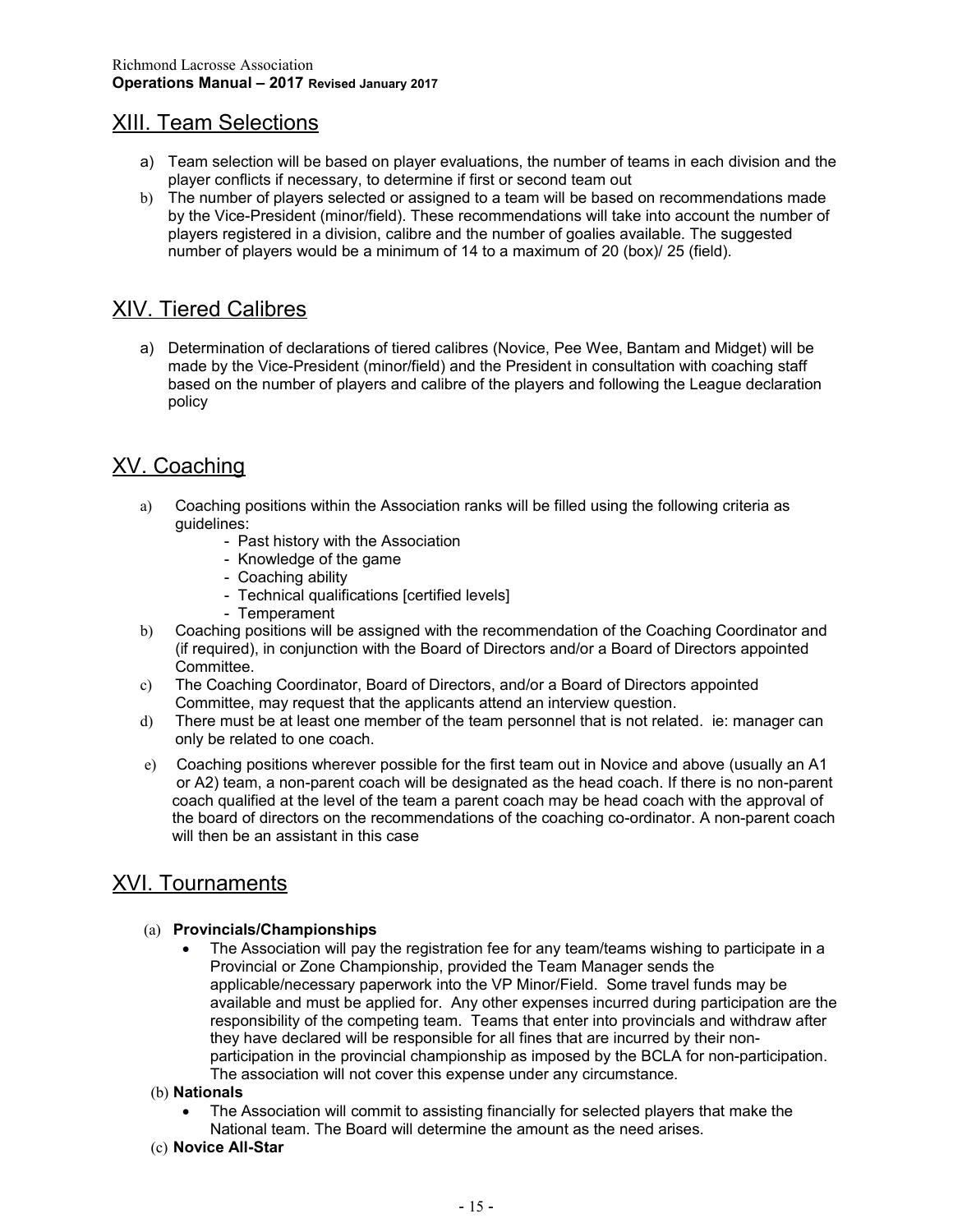## XIII. Team Selections

a) Team selection will be based on player evaluations, the number of teams in each division and the player conflicts if necessary, to determine if first or second team out

b) The number of players selected or assigned to a team will be based on recommendations made by the Vice-President (minor/field). These recommendations will take into account the number of players registered in a division, calibre and the number of goalies available. The suggested number of players would be a minimum of 14 to a maximum of 20 (box)/ 25 (field).

## XIV. Tiered Calibres

a) Determination of declarations of tiered calibres (Novice, Pee Wee, Bantam and Midget) will be made by the Vice-President (minor/field) and the President in consultation with coaching staff based on the number of players and calibre of the players and following the League declaration policy

## XV. Coaching

a) Coaching positions within the Association ranks will be filled using the following criteria as guidelines:
   - Past history with the Association
   - Knowledge of the game
   - Coaching ability
   - Technical qualifications [certified levels]
   - Temperament

b) Coaching positions will be assigned with the recommendation of the Coaching Coordinator and (if required), in conjunction with the Board of Directors and/or a Board of Directors appointed Committee.

c) The Coaching Coordinator, Board of Directors, and/or a Board of Directors appointed Committee, may request that the applicants attend an interview question.

d) There must be at least one member of the team personnel that is not related. ie: manager can only be related to one coach.

e) Coaching positions wherever possible for the first team out in Novice and above (usually an A1 or A2) team, a non-parent coach will be designated as the head coach. If there is no non-parent coach qualified at the level of the team a parent coach may be head coach with the approval of the board of directors on the recommendations of the coaching co-ordinator. A non-parent coach will then be an assistant in this case

## XVI. Tournaments

(a) **Provincials/Championships**

- The Association will pay the registration fee for any team/teams wishing to participate in a Provincial or Zone Championship, provided the Team Manager sends the applicable/necessary paperwork into the VP Minor/Field. Some travel funds may be available and must be applied for. Any other expenses incurred during participation are the responsibility of the competing team. Teams that enter into provincials and withdraw after they have declared will be responsible for all fines that are incurred by their non-participation in the provincial championship as imposed by the BCLA for non-participation. The association will not cover this expense under any circumstance.

(b) **Nationals**

- The Association will commit to assisting financially for selected players that make the National team. The Board will determine the amount as the need arises.

(c) **Novice All-Star**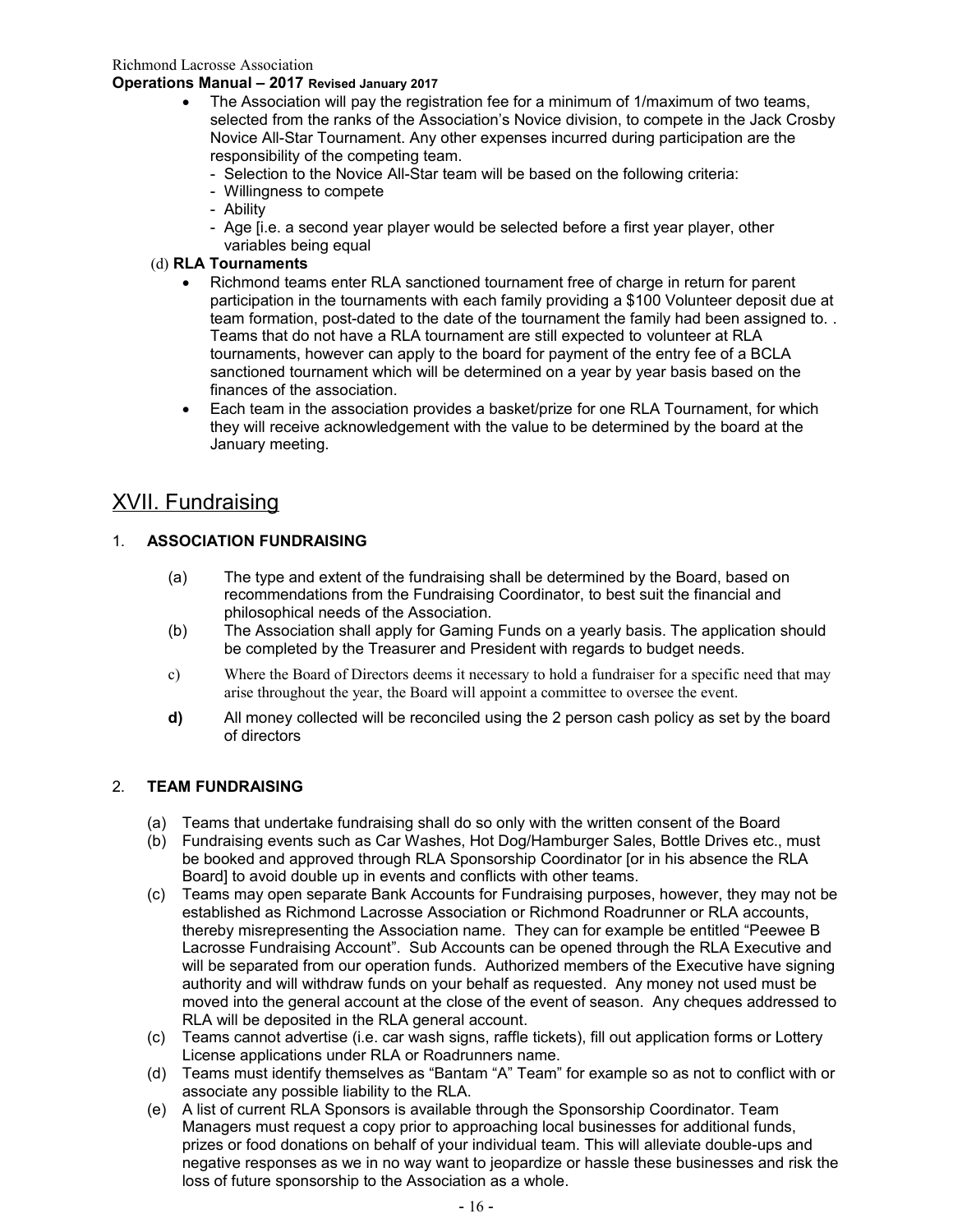- The Association will pay the registration fee for a minimum of 1/maximum of two teams, selected from the ranks of the Association's Novice division, to compete in the Jack Crosby Novice All-Star Tournament. Any other expenses incurred during participation are the responsibility of the competing team.
  - Selection to the Novice All-Star team will be based on the following criteria:
  - Willingness to compete
  - Ability
  - Age [i.e. a second year player would be selected before a first year player, other variables being equal

(d) **RLA Tournaments**

- Richmond teams enter RLA sanctioned tournament free of charge in return for parent participation in the tournaments with each family providing a $100 Volunteer deposit due at team formation, post-dated to the date of the tournament the family had been assigned to. . Teams that do not have a RLA tournament are still expected to volunteer at RLA tournaments, however can apply to the board for payment of the entry fee of a BCLA sanctioned tournament which will be determined on a year by year basis based on the finances of the association.
- Each team in the association provides a basket/prize for one RLA Tournament, for which they will receive acknowledgement with the value to be determined by the board at the January meeting.

## XVII. Fundraising

### 1. ASSOCIATION FUNDRAISING

(a) The type and extent of the fundraising shall be determined by the Board, based on recommendations from the Fundraising Coordinator, to best suit the financial and philosophical needs of the Association.

(b) The Association shall apply for Gaming Funds on a yearly basis. The application should be completed by the Treasurer and President with regards to budget needs.

c) Where the Board of Directors deems it necessary to hold a fundraiser for a specific need that may arise throughout the year, the Board will appoint a committee to oversee the event.

**d)** All money collected will be reconciled using the 2 person cash policy as set by the board of directors

### 2. TEAM FUNDRAISING

(a) Teams that undertake fundraising shall do so only with the written consent of the Board

(b) Fundraising events such as Car Washes, Hot Dog/Hamburger Sales, Bottle Drives etc., must be booked and approved through RLA Sponsorship Coordinator [or in his absence the RLA Board] to avoid double up in events and conflicts with other teams.

(c) Teams may open separate Bank Accounts for Fundraising purposes, however, they may not be established as Richmond Lacrosse Association or Richmond Roadrunner or RLA accounts, thereby misrepresenting the Association name. They can for example be entitled "Peewee B Lacrosse Fundraising Account". Sub Accounts can be opened through the RLA Executive and will be separated from our operation funds. Authorized members of the Executive have signing authority and will withdraw funds on your behalf as requested. Any money not used must be moved into the general account at the close of the event of season. Any cheques addressed to RLA will be deposited in the RLA general account.

(c) Teams cannot advertise (i.e. car wash signs, raffle tickets), fill out application forms or Lottery License applications under RLA or Roadrunners name.

(d) Teams must identify themselves as "Bantam "A" Team" for example so as not to conflict with or associate any possible liability to the RLA.

(e) A list of current RLA Sponsors is available through the Sponsorship Coordinator. Team Managers must request a copy prior to approaching local businesses for additional funds, prizes or food donations on behalf of your individual team. This will alleviate double-ups and negative responses as we in no way want to jeopardize or hassle these businesses and risk the loss of future sponsorship to the Association as a whole.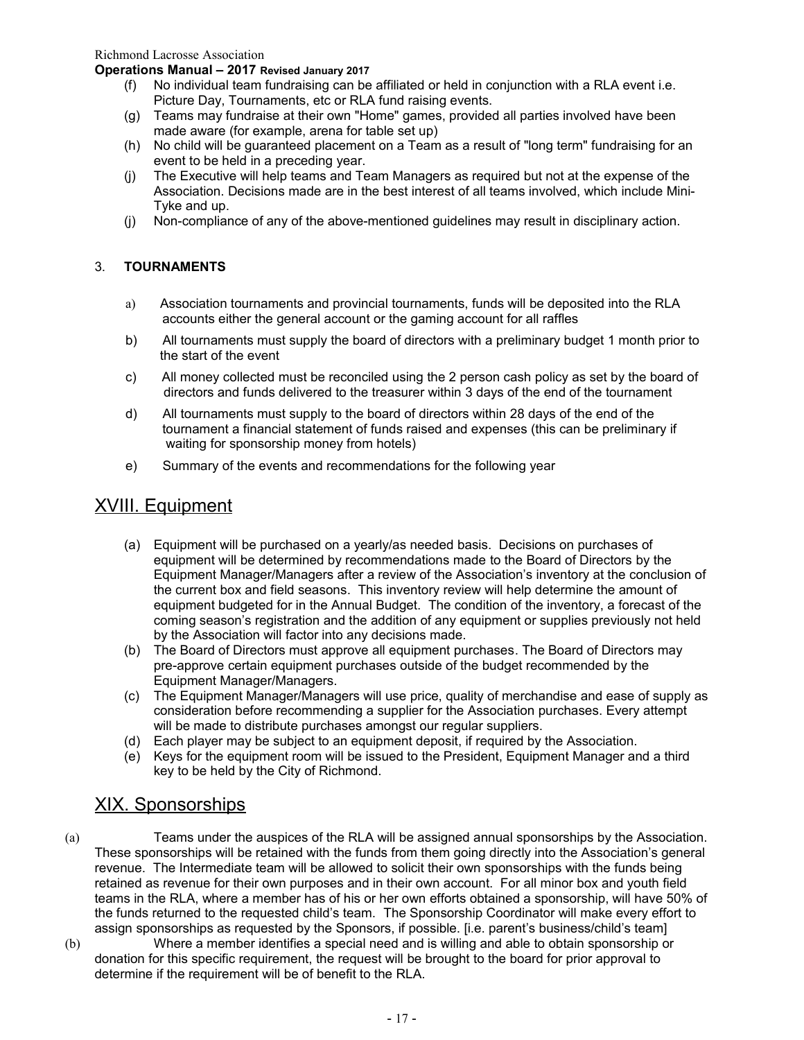(f) No individual team fundraising can be affiliated or held in conjunction with a RLA event i.e. Picture Day, Tournaments, etc or RLA fund raising events.

(g) Teams may fundraise at their own "Home" games, provided all parties involved have been made aware (for example, arena for table set up)

(h) No child will be guaranteed placement on a Team as a result of "long term" fundraising for an event to be held in a preceding year.

(j) The Executive will help teams and Team Managers as required but not at the expense of the Association. Decisions made are in the best interest of all teams involved, which include Mini-Tyke and up.

(j) Non-compliance of any of the above-mentioned guidelines may result in disciplinary action.

3. **TOURNAMENTS**

a) Association tournaments and provincial tournaments, funds will be deposited into the RLA accounts either the general account or the gaming account for all raffles

b) All tournaments must supply the board of directors with a preliminary budget 1 month prior to the start of the event

c) All money collected must be reconciled using the 2 person cash policy as set by the board of directors and funds delivered to the treasurer within 3 days of the end of the tournament

d) All tournaments must supply to the board of directors within 28 days of the end of the tournament a financial statement of funds raised and expenses (this can be preliminary if waiting for sponsorship money from hotels)

e) Summary of the events and recommendations for the following year

# XVIII. Equipment

(a) Equipment will be purchased on a yearly/as needed basis. Decisions on purchases of equipment will be determined by recommendations made to the Board of Directors by the Equipment Manager/Managers after a review of the Association's inventory at the conclusion of the current box and field seasons. This inventory review will help determine the amount of equipment budgeted for in the Annual Budget. The condition of the inventory, a forecast of the coming season's registration and the addition of any equipment or supplies previously not held by the Association will factor into any decisions made.

(b) The Board of Directors must approve all equipment purchases. The Board of Directors may pre-approve certain equipment purchases outside of the budget recommended by the Equipment Manager/Managers.

(c) The Equipment Manager/Managers will use price, quality of merchandise and ease of supply as consideration before recommending a supplier for the Association purchases. Every attempt will be made to distribute purchases amongst our regular suppliers.

(d) Each player may be subject to an equipment deposit, if required by the Association.

(e) Keys for the equipment room will be issued to the President, Equipment Manager and a third key to be held by the City of Richmond.

# XIX. Sponsorships

(a) Teams under the auspices of the RLA will be assigned annual sponsorships by the Association. These sponsorships will be retained with the funds from them going directly into the Association's general revenue. The Intermediate team will be allowed to solicit their own sponsorships with the funds being retained as revenue for their own purposes and in their own account. For all minor box and youth field teams in the RLA, where a member has of his or her own efforts obtained a sponsorship, will have 50% of the funds returned to the requested child's team. The Sponsorship Coordinator will make every effort to assign sponsorships as requested by the Sponsors, if possible. [i.e. parent's business/child's team]

(b) Where a member identifies a special need and is willing and able to obtain sponsorship or donation for this specific requirement, the request will be brought to the board for prior approval to determine if the requirement will be of benefit to the RLA.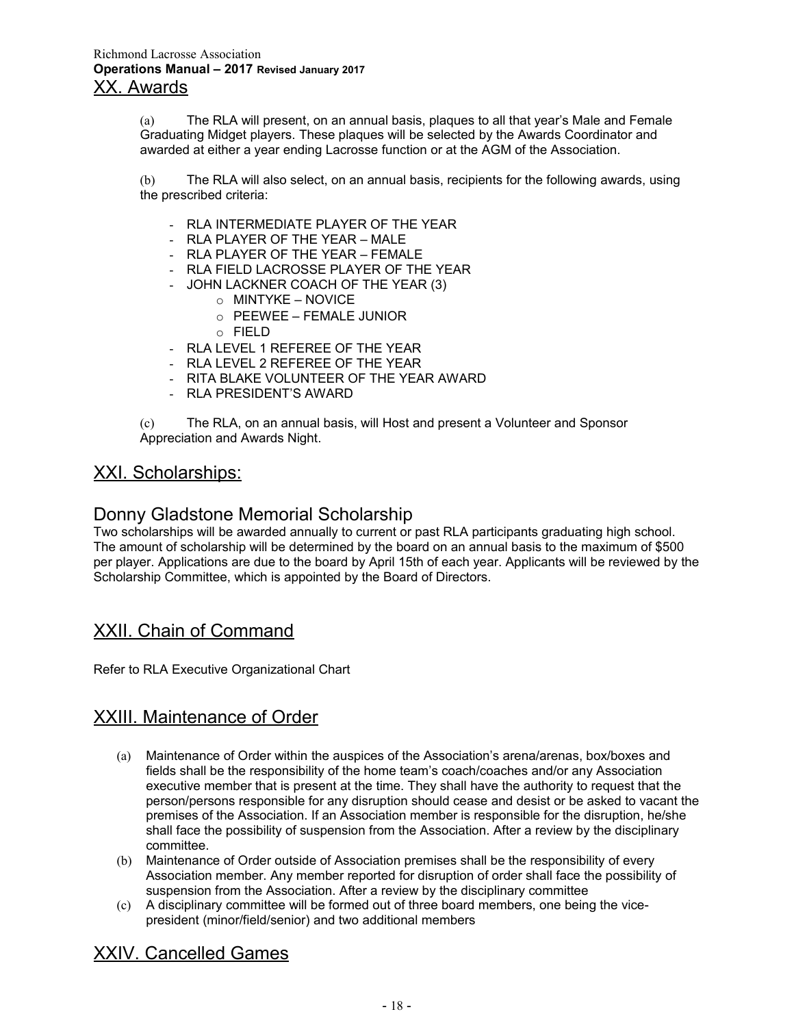## XX. Awards

(a) The RLA will present, on an annual basis, plaques to all that year's Male and Female Graduating Midget players. These plaques will be selected by the Awards Coordinator and awarded at either a year ending Lacrosse function or at the AGM of the Association.

(b) The RLA will also select, on an annual basis, recipients for the following awards, using the prescribed criteria:

- RLA INTERMEDIATE PLAYER OF THE YEAR
- RLA PLAYER OF THE YEAR – MALE
- RLA PLAYER OF THE YEAR – FEMALE
- RLA FIELD LACROSSE PLAYER OF THE YEAR
- JOHN LACKNER COACH OF THE YEAR (3)
  - MINTYKE – NOVICE
  - PEEWEE – FEMALE JUNIOR
  - FIELD
- RLA LEVEL 1 REFEREE OF THE YEAR
- RLA LEVEL 2 REFEREE OF THE YEAR
- RITA BLAKE VOLUNTEER OF THE YEAR AWARD
- RLA PRESIDENT'S AWARD

(c) The RLA, on an annual basis, will Host and present a Volunteer and Sponsor Appreciation and Awards Night.

## XXI. Scholarships:

### Donny Gladstone Memorial Scholarship

Two scholarships will be awarded annually to current or past RLA participants graduating high school. The amount of scholarship will be determined by the board on an annual basis to the maximum of $500 per player. Applications are due to the board by April 15th of each year. Applicants will be reviewed by the Scholarship Committee, which is appointed by the Board of Directors.

## XXII. Chain of Command

Refer to RLA Executive Organizational Chart

## XXIII. Maintenance of Order

(a) Maintenance of Order within the auspices of the Association's arena/arenas, box/boxes and fields shall be the responsibility of the home team's coach/coaches and/or any Association executive member that is present at the time. They shall have the authority to request that the person/persons responsible for any disruption should cease and desist or be asked to vacant the premises of the Association. If an Association member is responsible for the disruption, he/she shall face the possibility of suspension from the Association. After a review by the disciplinary committee.

(b) Maintenance of Order outside of Association premises shall be the responsibility of every Association member. Any member reported for disruption of order shall face the possibility of suspension from the Association. After a review by the disciplinary committee

(c) A disciplinary committee will be formed out of three board members, one being the vice-president (minor/field/senior) and two additional members

## XXIV. Cancelled Games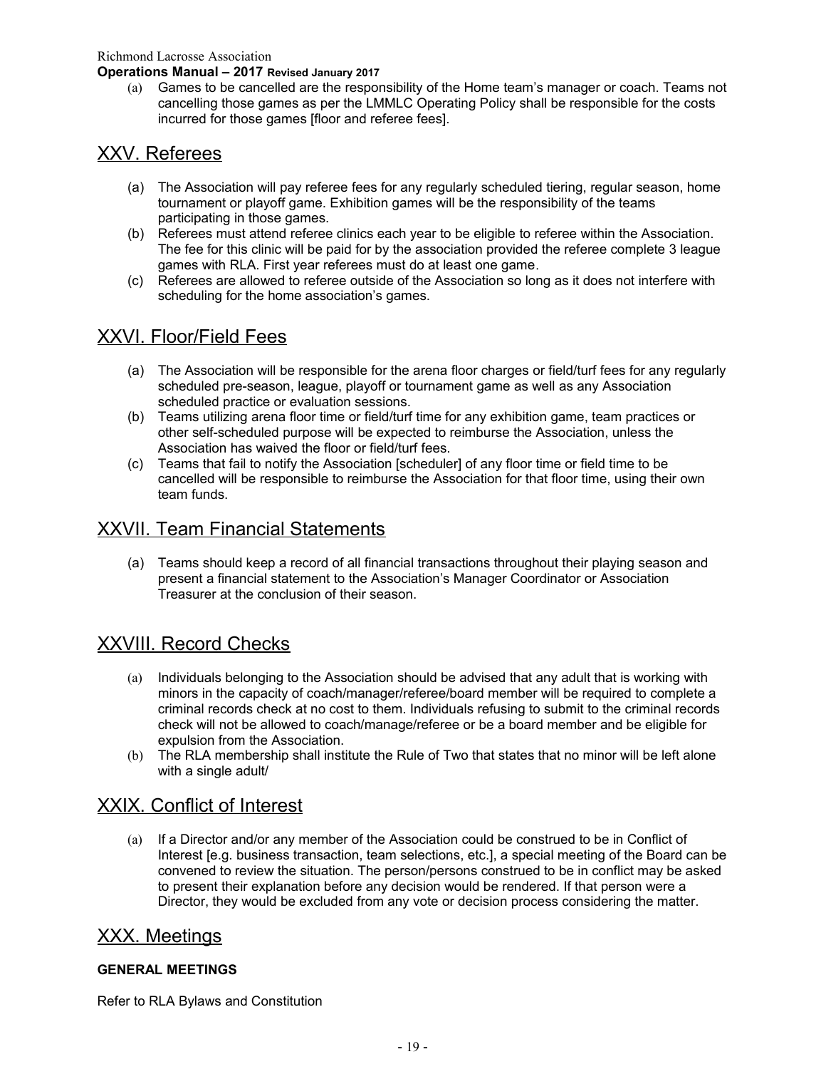(a) Games to be cancelled are the responsibility of the Home team's manager or coach. Teams not cancelling those games as per the LMMLC Operating Policy shall be responsible for the costs incurred for those games [floor and referee fees].

## XXV. Referees

(a) The Association will pay referee fees for any regularly scheduled tiering, regular season, home tournament or playoff game. Exhibition games will be the responsibility of the teams participating in those games.

(b) Referees must attend referee clinics each year to be eligible to referee within the Association. The fee for this clinic will be paid for by the association provided the referee complete 3 league games with RLA. First year referees must do at least one game.

(c) Referees are allowed to referee outside of the Association so long as it does not interfere with scheduling for the home association's games.

## XXVI. Floor/Field Fees

(a) The Association will be responsible for the arena floor charges or field/turf fees for any regularly scheduled pre-season, league, playoff or tournament game as well as any Association scheduled practice or evaluation sessions.

(b) Teams utilizing arena floor time or field/turf time for any exhibition game, team practices or other self-scheduled purpose will be expected to reimburse the Association, unless the Association has waived the floor or field/turf fees.

(c) Teams that fail to notify the Association [scheduler] of any floor time or field time to be cancelled will be responsible to reimburse the Association for that floor time, using their own team funds.

## XXVII. Team Financial Statements

(a) Teams should keep a record of all financial transactions throughout their playing season and present a financial statement to the Association's Manager Coordinator or Association Treasurer at the conclusion of their season.

## XXVIII. Record Checks

(a) Individuals belonging to the Association should be advised that any adult that is working with minors in the capacity of coach/manager/referee/board member will be required to complete a criminal records check at no cost to them. Individuals refusing to submit to the criminal records check will not be allowed to coach/manage/referee or be a board member and be eligible for expulsion from the Association.

(b) The RLA membership shall institute the Rule of Two that states that no minor will be left alone with a single adult/

## XXIX. Conflict of Interest

(a) If a Director and/or any member of the Association could be construed to be in Conflict of Interest [e.g. business transaction, team selections, etc.], a special meeting of the Board can be convened to review the situation. The person/persons construed to be in conflict may be asked to present their explanation before any decision would be rendered. If that person were a Director, they would be excluded from any vote or decision process considering the matter.

## XXX. Meetings

**GENERAL MEETINGS**

Refer to RLA Bylaws and Constitution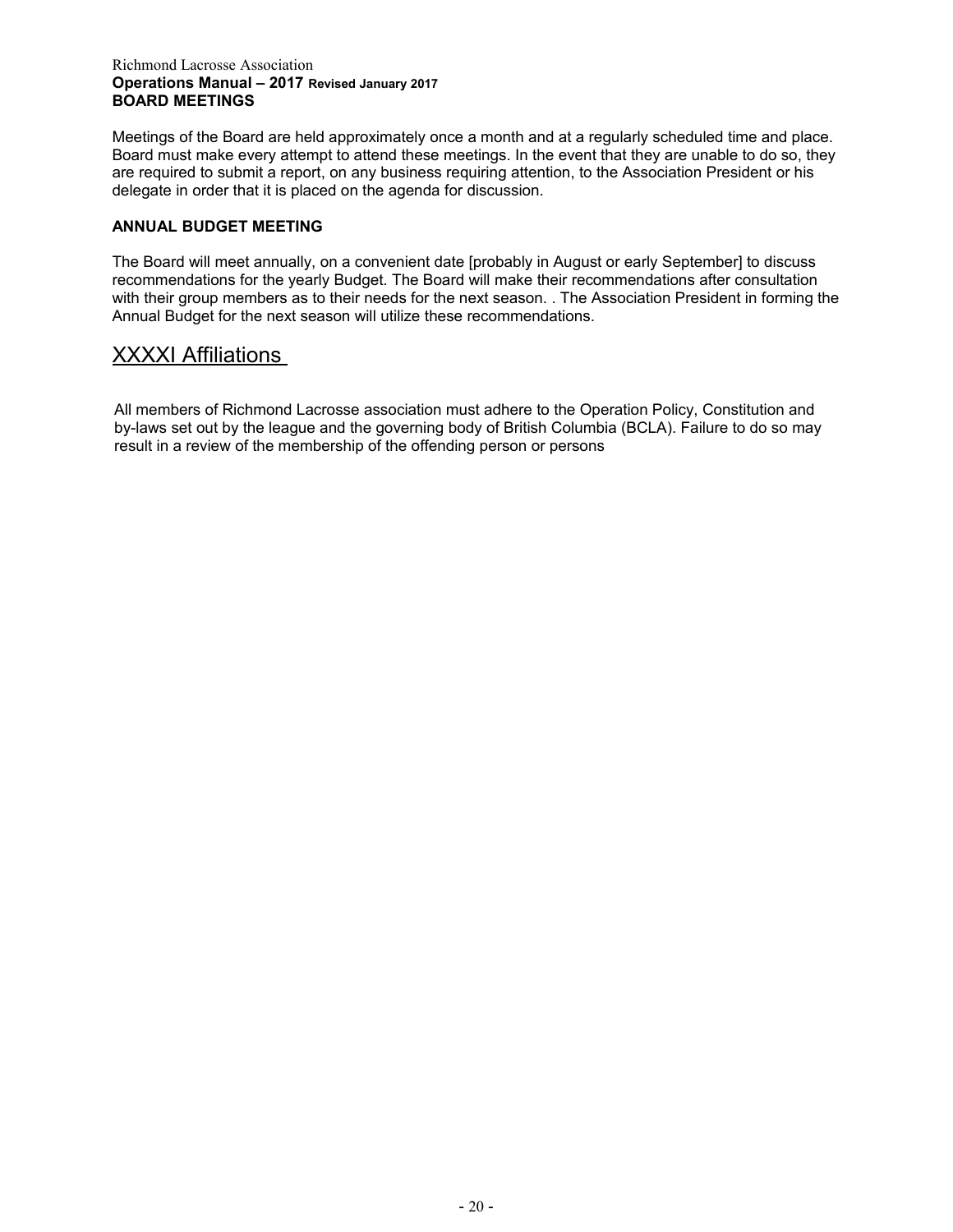### BOARD MEETINGS

Meetings of the Board are held approximately once a month and at a regularly scheduled time and place. Board must make every attempt to attend these meetings. In the event that they are unable to do so, they are required to submit a report, on any business requiring attention, to the Association President or his delegate in order that it is placed on the agenda for discussion.

### ANNUAL BUDGET MEETING

The Board will meet annually, on a convenient date [probably in August or early September] to discuss recommendations for the yearly Budget. The Board will make their recommendations after consultation with their group members as to their needs for the next season. . The Association President in forming the Annual Budget for the next season will utilize these recommendations.

## XXXXI Affiliations

All members of Richmond Lacrosse association must adhere to the Operation Policy, Constitution and by-laws set out by the league and the governing body of British Columbia (BCLA). Failure to do so may result in a review of the membership of the offending person or persons